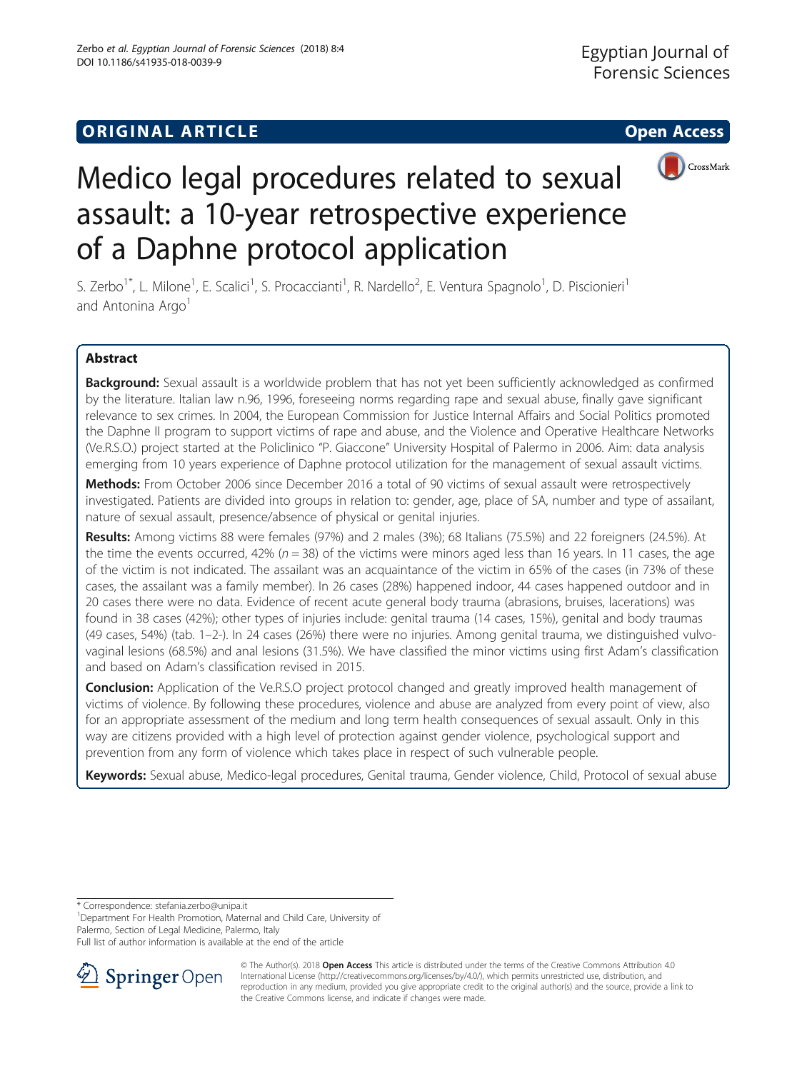ORIGINAL ARTICLE

Open Access

# Medico legal procedures related to sexual assault: a 10-year retrospective experience of a Daphne protocol application

S. Zerbo[1*], L. Milone[1], E. Scalici[1], S. Procaccianti[1], R. Nardello[2], E. Ventura Spagnolo[1], D. Piscionieri[1] and Antonina Argo[1]

## Abstract

**Background:** Sexual assault is a worldwide problem that has not yet been sufficiently acknowledged as confirmed by the literature. Italian law n.96, 1996, foreseeing norms regarding rape and sexual abuse, finally gave significant relevance to sex crimes. In 2004, the European Commission for Justice Internal Affairs and Social Politics promoted the Daphne II program to support victims of rape and abuse, and the Violence and Operative Healthcare Networks (Ve.R.S.O.) project started at the Policlinico "P. Giaccone" University Hospital of Palermo in 2006. Aim: data analysis emerging from 10 years experience of Daphne protocol utilization for the management of sexual assault victims.

**Methods:** From October 2006 since December 2016 a total of 90 victims of sexual assault were retrospectively investigated. Patients are divided into groups in relation to: gender, age, place of SA, number and type of assailant, nature of sexual assault, presence/absence of physical or genital injuries.

**Results:** Among victims 88 were females (97%) and 2 males (3%); 68 Italians (75.5%) and 22 foreigners (24.5%). At the time the events occurred, 42% ($n = 38$) of the victims were minors aged less than 16 years. In 11 cases, the age of the victim is not indicated. The assailant was an acquaintance of the victim in 65% of the cases (in 73% of these cases, the assailant was a family member). In 26 cases (28%) happened indoor, 44 cases happened outdoor and in 20 cases there were no data. Evidence of recent acute general body trauma (abrasions, bruises, lacerations) was found in 38 cases (42%); other types of injuries include: genital trauma (14 cases, 15%), genital and body traumas (49 cases, 54%) (tab. 1–2-). In 24 cases (26%) there were no injuries. Among genital trauma, we distinguished vulvo-vaginal lesions (68.5%) and anal lesions (31.5%). We have classified the minor victims using first Adam's classification and based on Adam's classification revised in 2015.

**Conclusion:** Application of the Ve.R.S.O project protocol changed and greatly improved health management of victims of violence. By following these procedures, violence and abuse are analyzed from every point of view, also for an appropriate assessment of the medium and long term health consequences of sexual assault. Only in this way are citizens provided with a high level of protection against gender violence, psychological support and prevention from any form of violence which takes place in respect of such vulnerable people.

**Keywords:** Sexual abuse, Medico-legal procedures, Genital trauma, Gender violence, Child, Protocol of sexual abuse

\* Correspondence: stefania.zerbo@unipa.it

[1]Department For Health Promotion, Maternal and Child Care, University of Palermo, Section of Legal Medicine, Palermo, Italy

Full list of author information is available at the end of the article

© The Author(s). 2018 **Open Access** This article is distributed under the terms of the Creative Commons Attribution 4.0 International License (http://creativecommons.org/licenses/by/4.0/), which permits unrestricted use, distribution, and reproduction in any medium, provided you give appropriate credit to the original author(s) and the source, provide a link to the Creative Commons license, and indicate if changes were made.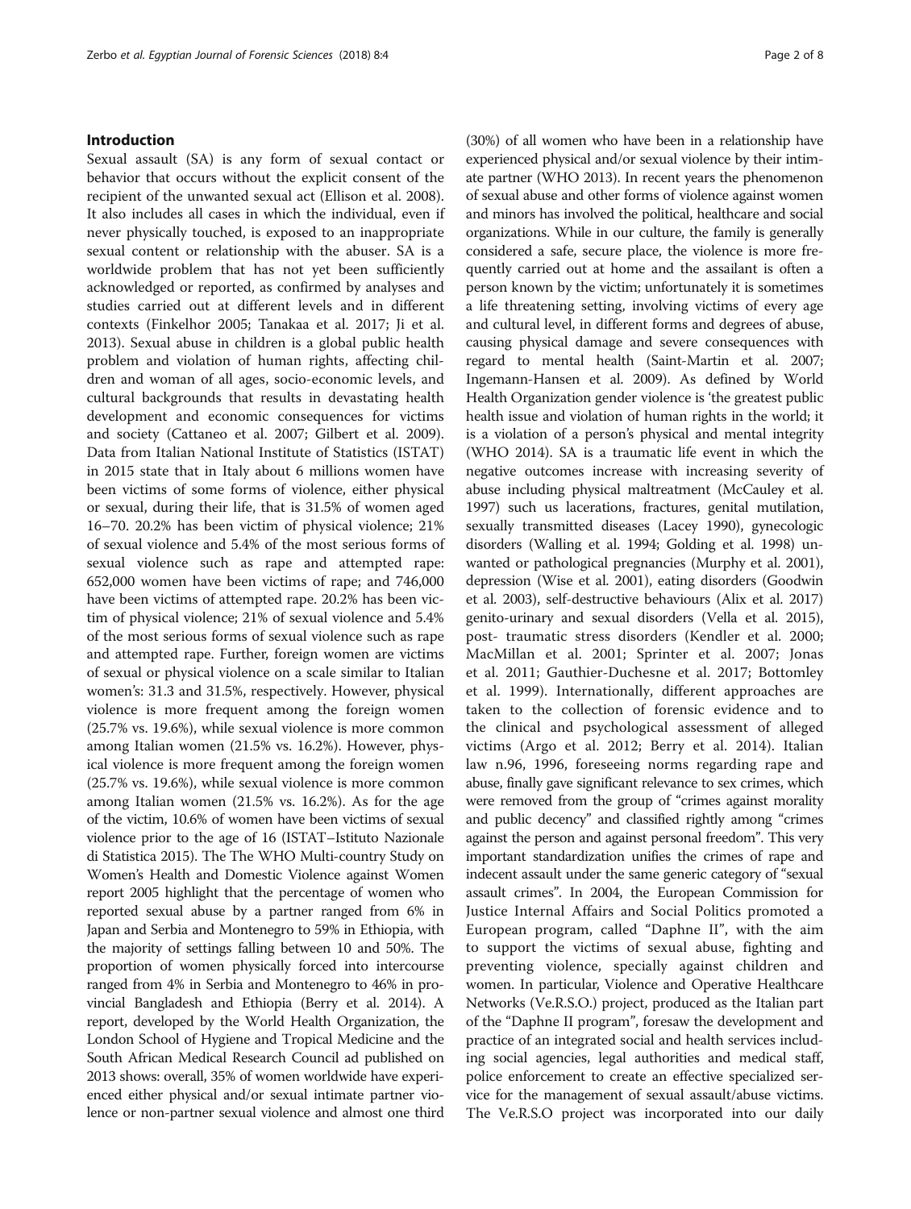## Introduction

Sexual assault (SA) is any form of sexual contact or behavior that occurs without the explicit consent of the recipient of the unwanted sexual act (Ellison et al. 2008). It also includes all cases in which the individual, even if never physically touched, is exposed to an inappropriate sexual content or relationship with the abuser. SA is a worldwide problem that has not yet been sufficiently acknowledged or reported, as confirmed by analyses and studies carried out at different levels and in different contexts (Finkelhor 2005; Tanakaa et al. 2017; Ji et al. 2013). Sexual abuse in children is a global public health problem and violation of human rights, affecting children and woman of all ages, socio-economic levels, and cultural backgrounds that results in devastating health development and economic consequences for victims and society (Cattaneo et al. 2007; Gilbert et al. 2009). Data from Italian National Institute of Statistics (ISTAT) in 2015 state that in Italy about 6 millions women have been victims of some forms of violence, either physical or sexual, during their life, that is 31.5% of women aged 16–70. 20.2% has been victim of physical violence; 21% of sexual violence and 5.4% of the most serious forms of sexual violence such as rape and attempted rape: 652,000 women have been victims of rape; and 746,000 have been victims of attempted rape. 20.2% has been victim of physical violence; 21% of sexual violence and 5.4% of the most serious forms of sexual violence such as rape and attempted rape. Further, foreign women are victims of sexual or physical violence on a scale similar to Italian women's: 31.3 and 31.5%, respectively. However, physical violence is more frequent among the foreign women (25.7% vs. 19.6%), while sexual violence is more common among Italian women (21.5% vs. 16.2%). However, physical violence is more frequent among the foreign women (25.7% vs. 19.6%), while sexual violence is more common among Italian women (21.5% vs. 16.2%). As for the age of the victim, 10.6% of women have been victims of sexual violence prior to the age of 16 (ISTAT–Istituto Nazionale di Statistica 2015). The The WHO Multi-country Study on Women's Health and Domestic Violence against Women report 2005 highlight that the percentage of women who reported sexual abuse by a partner ranged from 6% in Japan and Serbia and Montenegro to 59% in Ethiopia, with the majority of settings falling between 10 and 50%. The proportion of women physically forced into intercourse ranged from 4% in Serbia and Montenegro to 46% in provincial Bangladesh and Ethiopia (Berry et al. 2014). A report, developed by the World Health Organization, the London School of Hygiene and Tropical Medicine and the South African Medical Research Council ad published on 2013 shows: overall, 35% of women worldwide have experienced either physical and/or sexual intimate partner violence or non-partner sexual violence and almost one third (30%) of all women who have been in a relationship have experienced physical and/or sexual violence by their intimate partner (WHO 2013). In recent years the phenomenon of sexual abuse and other forms of violence against women and minors has involved the political, healthcare and social organizations. While in our culture, the family is generally considered a safe, secure place, the violence is more frequently carried out at home and the assailant is often a person known by the victim; unfortunately it is sometimes a life threatening setting, involving victims of every age and cultural level, in different forms and degrees of abuse, causing physical damage and severe consequences with regard to mental health (Saint-Martin et al. 2007; Ingemann-Hansen et al. 2009). As defined by World Health Organization gender violence is 'the greatest public health issue and violation of human rights in the world; it is a violation of a person's physical and mental integrity (WHO 2014). SA is a traumatic life event in which the negative outcomes increase with increasing severity of abuse including physical maltreatment (McCauley et al. 1997) such us lacerations, fractures, genital mutilation, sexually transmitted diseases (Lacey 1990), gynecologic disorders (Walling et al. 1994; Golding et al. 1998) unwanted or pathological pregnancies (Murphy et al. 2001), depression (Wise et al. 2001), eating disorders (Goodwin et al. 2003), self-destructive behaviours (Alix et al. 2017) genito-urinary and sexual disorders (Vella et al. 2015), post- traumatic stress disorders (Kendler et al. 2000; MacMillan et al. 2001; Sprinter et al. 2007; Jonas et al. 2011; Gauthier-Duchesne et al. 2017; Bottomley et al. 1999). Internationally, different approaches are taken to the collection of forensic evidence and to the clinical and psychological assessment of alleged victims (Argo et al. 2012; Berry et al. 2014). Italian law n.96, 1996, foreseeing norms regarding rape and abuse, finally gave significant relevance to sex crimes, which were removed from the group of "crimes against morality and public decency" and classified rightly among "crimes against the person and against personal freedom". This very important standardization unifies the crimes of rape and indecent assault under the same generic category of "sexual assault crimes". In 2004, the European Commission for Justice Internal Affairs and Social Politics promoted a European program, called "Daphne II", with the aim to support the victims of sexual abuse, fighting and preventing violence, specially against children and women. In particular, Violence and Operative Healthcare Networks (Ve.R.S.O.) project, produced as the Italian part of the "Daphne II program", foresaw the development and practice of an integrated social and health services including social agencies, legal authorities and medical staff, police enforcement to create an effective specialized service for the management of sexual assault/abuse victims. The Ve.R.S.O project was incorporated into our daily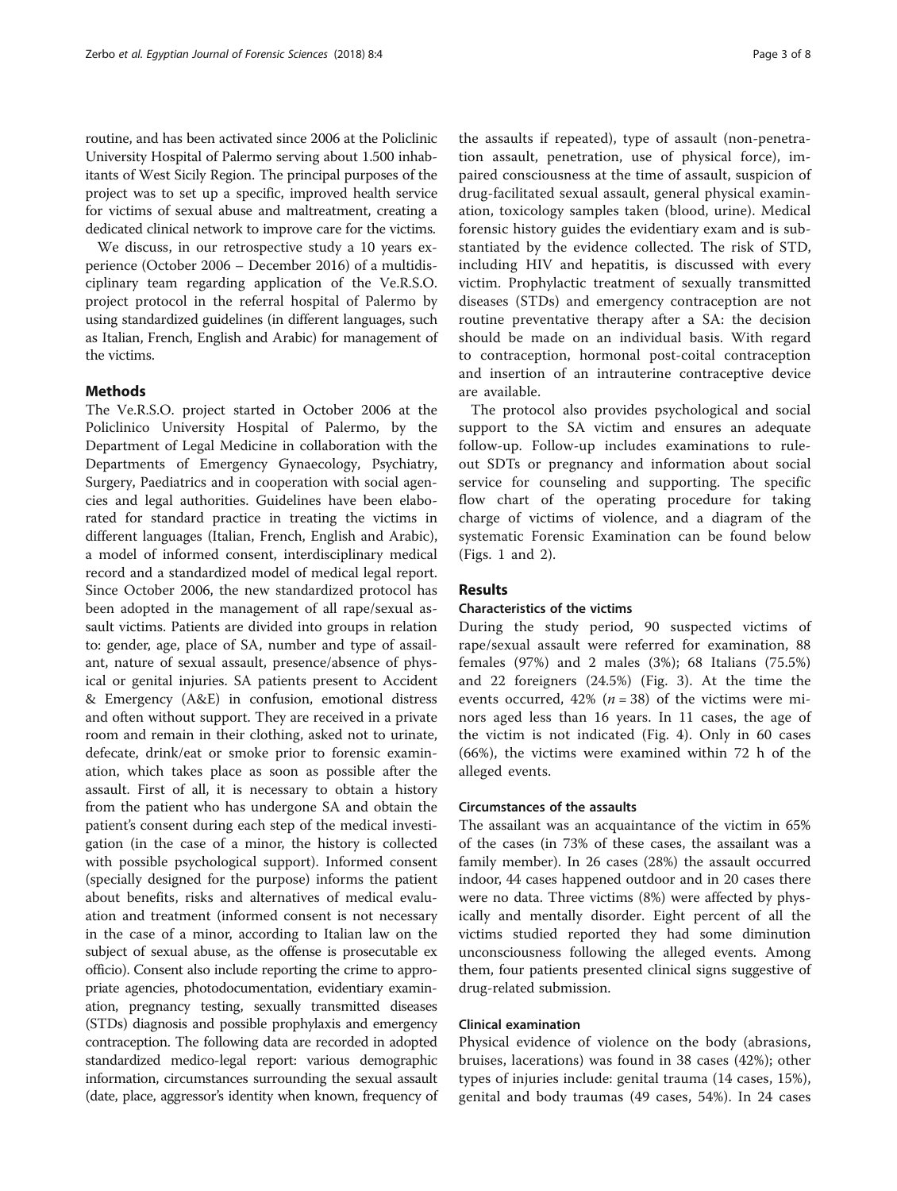routine, and has been activated since 2006 at the Policlinic University Hospital of Palermo serving about 1.500 inhabitants of West Sicily Region. The principal purposes of the project was to set up a specific, improved health service for victims of sexual abuse and maltreatment, creating a dedicated clinical network to improve care for the victims.

We discuss, in our retrospective study a 10 years experience (October 2006 – December 2016) of a multidisciplinary team regarding application of the Ve.R.S.O. project protocol in the referral hospital of Palermo by using standardized guidelines (in different languages, such as Italian, French, English and Arabic) for management of the victims.

## Methods

The Ve.R.S.O. project started in October 2006 at the Policlinico University Hospital of Palermo, by the Department of Legal Medicine in collaboration with the Departments of Emergency Gynaecology, Psychiatry, Surgery, Paediatrics and in cooperation with social agencies and legal authorities. Guidelines have been elaborated for standard practice in treating the victims in different languages (Italian, French, English and Arabic), a model of informed consent, interdisciplinary medical record and a standardized model of medical legal report. Since October 2006, the new standardized protocol has been adopted in the management of all rape/sexual assault victims. Patients are divided into groups in relation to: gender, age, place of SA, number and type of assailant, nature of sexual assault, presence/absence of physical or genital injuries. SA patients present to Accident & Emergency (A&E) in confusion, emotional distress and often without support. They are received in a private room and remain in their clothing, asked not to urinate, defecate, drink/eat or smoke prior to forensic examination, which takes place as soon as possible after the assault. First of all, it is necessary to obtain a history from the patient who has undergone SA and obtain the patient's consent during each step of the medical investigation (in the case of a minor, the history is collected with possible psychological support). Informed consent (specially designed for the purpose) informs the patient about benefits, risks and alternatives of medical evaluation and treatment (informed consent is not necessary in the case of a minor, according to Italian law on the subject of sexual abuse, as the offense is prosecutable ex officio). Consent also include reporting the crime to appropriate agencies, photodocumentation, evidentiary examination, pregnancy testing, sexually transmitted diseases (STDs) diagnosis and possible prophylaxis and emergency contraception. The following data are recorded in adopted standardized medico-legal report: various demographic information, circumstances surrounding the sexual assault (date, place, aggressor's identity when known, frequency of the assaults if repeated), type of assault (non-penetration assault, penetration, use of physical force), impaired consciousness at the time of assault, suspicion of drug-facilitated sexual assault, general physical examination, toxicology samples taken (blood, urine). Medical forensic history guides the evidentiary exam and is substantiated by the evidence collected. The risk of STD, including HIV and hepatitis, is discussed with every victim. Prophylactic treatment of sexually transmitted diseases (STDs) and emergency contraception are not routine preventative therapy after a SA: the decision should be made on an individual basis. With regard to contraception, hormonal post-coital contraception and insertion of an intrauterine contraceptive device are available.

The protocol also provides psychological and social support to the SA victim and ensures an adequate follow-up. Follow-up includes examinations to rule-out SDTs or pregnancy and information about social service for counseling and supporting. The specific flow chart of the operating procedure for taking charge of victims of violence, and a diagram of the systematic Forensic Examination can be found below (Figs. 1 and 2).

## Results

### Characteristics of the victims

During the study period, 90 suspected victims of rape/sexual assault were referred for examination, 88 females (97%) and 2 males (3%); 68 Italians (75.5%) and 22 foreigners (24.5%) (Fig. 3). At the time the events occurred, 42% ($n = 38$) of the victims were minors aged less than 16 years. In 11 cases, the age of the victim is not indicated (Fig. 4). Only in 60 cases (66%), the victims were examined within 72 h of the alleged events.

### Circumstances of the assaults

The assailant was an acquaintance of the victim in 65% of the cases (in 73% of these cases, the assailant was a family member). In 26 cases (28%) the assault occurred indoor, 44 cases happened outdoor and in 20 cases there were no data. Three victims (8%) were affected by physically and mentally disorder. Eight percent of all the victims studied reported they had some diminution unconsciousness following the alleged events. Among them, four patients presented clinical signs suggestive of drug-related submission.

### Clinical examination

Physical evidence of violence on the body (abrasions, bruises, lacerations) was found in 38 cases (42%); other types of injuries include: genital trauma (14 cases, 15%), genital and body traumas (49 cases, 54%). In 24 cases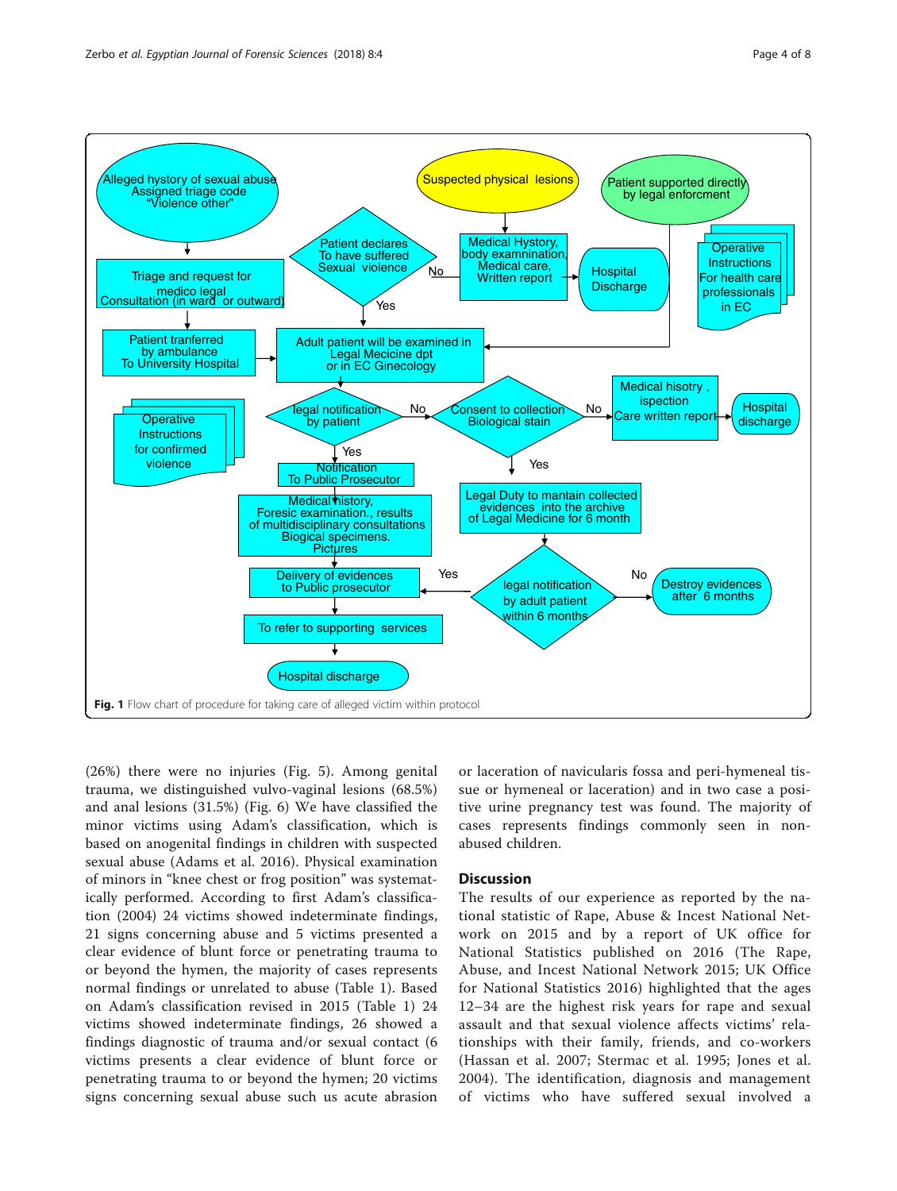**Fig. 1** Flow chart of procedure for taking care of alleged victim within protocol

(26%) there were no injuries (Fig. 5). Among genital trauma, we distinguished vulvo-vaginal lesions (68.5%) and anal lesions (31.5%) (Fig. 6) We have classified the minor victims using Adam's classification, which is based on anogenital findings in children with suspected sexual abuse (Adams et al. 2016). Physical examination of minors in "knee chest or frog position" was systematically performed. According to first Adam's classification (2004) 24 victims showed indeterminate findings, 21 signs concerning abuse and 5 victims presented a clear evidence of blunt force or penetrating trauma to or beyond the hymen, the majority of cases represents normal findings or unrelated to abuse (Table 1). Based on Adam's classification revised in 2015 (Table 1) 24 victims showed indeterminate findings, 26 showed a findings diagnostic of trauma and/or sexual contact (6 victims presents a clear evidence of blunt force or penetrating trauma to or beyond the hymen; 20 victims signs concerning sexual abuse such us acute abrasion or laceration of navicularis fossa and peri-hymeneal tissue or hymeneal or laceration) and in two case a positive urine pregnancy test was found. The majority of cases represents findings commonly seen in non-abused children.

## Discussion

The results of our experience as reported by the national statistic of Rape, Abuse & Incest National Network on 2015 and by a report of UK office for National Statistics published on 2016 (The Rape, Abuse, and Incest National Network 2015; UK Office for National Statistics 2016) highlighted that the ages 12–34 are the highest risk years for rape and sexual assault and that sexual violence affects victims' relationships with their family, friends, and co-workers (Hassan et al. 2007; Stermac et al. 1995; Jones et al. 2004). The identification, diagnosis and management of victims who have suffered sexual involved a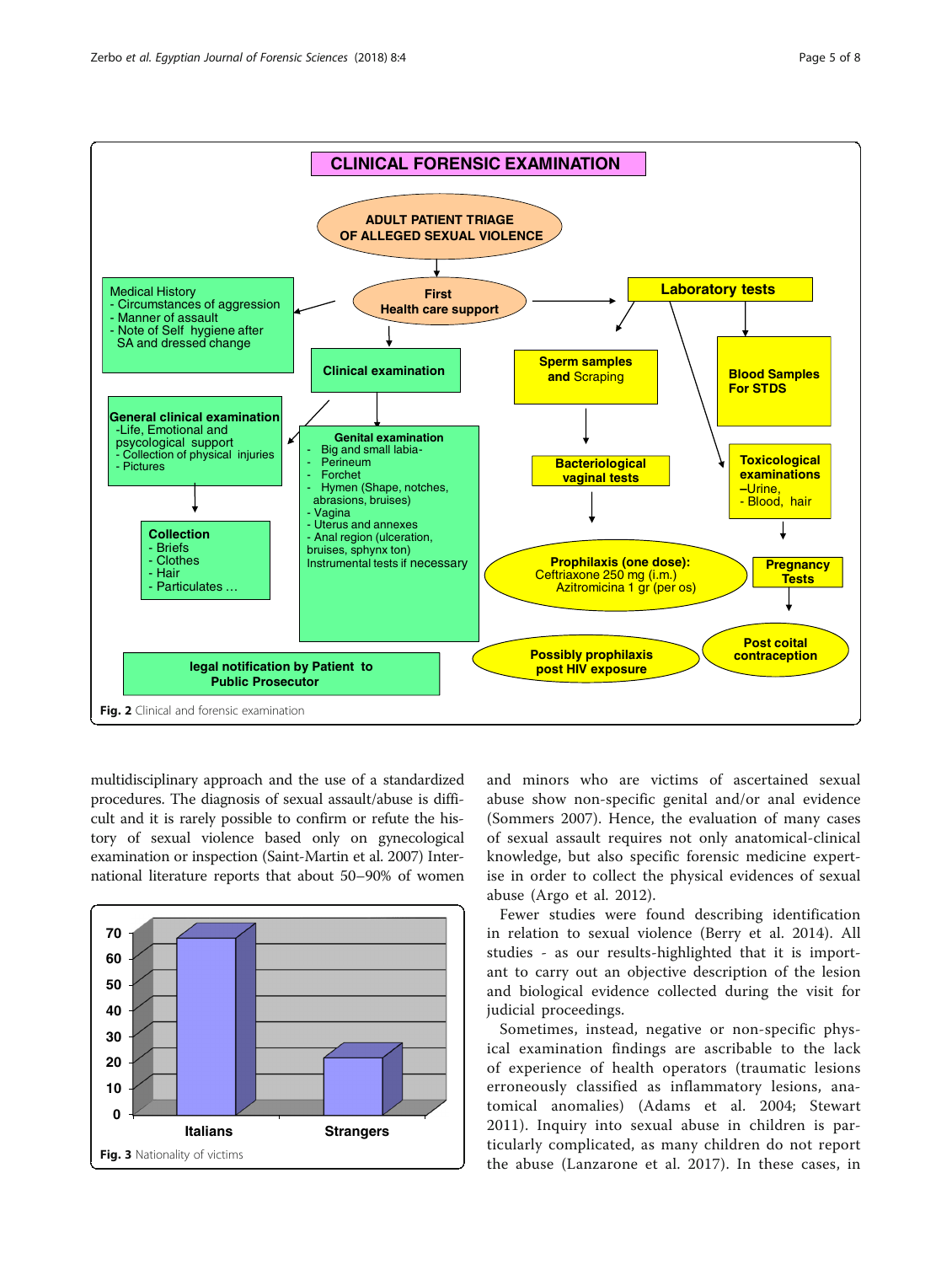**CLINICAL FORENSIC EXAMINATION**

**ADULT PATIENT TRIAGE OF ALLEGED SEXUAL VIOLENCE**

**First Health care support**

Medical History
- Circumstances of aggression
- Manner of assault
- Note of Self hygiene after SA and dressed change

**Clinical examination**

**General clinical examination**
- Life, Emotional and psycological support
- Collection of physical injuries
- Pictures

**Collection**
- Briefs
- Clothes
- Hair
- Particulates …

**Genital examination**
- Big and small labia-
- Perineum
- Forchet
- Hymen (Shape, notches, abrasions, bruises)
- Vagina
- Uterus and annexes
- Anal region (ulceration, bruises, sphynx ton)

Instrumental tests if necessary

**legal notification by Patient to Public Prosecutor**

**Laboratory tests**

**Sperm samples and** Scraping

**Bacteriological vaginal tests**

**Blood Samples For STDS**

**Toxicological examinations**
**–**Urine,
- Blood, hair

**Prophilaxis (one dose):**
Ceftriaxone 250 mg (i.m.)
Azitromicina 1 gr (per os)

**Pregnancy Tests**

**Possibly prophilaxis post HIV exposure**

**Post coital contraception**

**Fig. 2** Clinical and forensic examination

multidisciplinary approach and the use of a standardized procedures. The diagnosis of sexual assault/abuse is difficult and it is rarely possible to confirm or refute the history of sexual violence based only on gynecological examination or inspection (Saint-Martin et al. 2007) International literature reports that about 50–90% of women and minors who are victims of ascertained sexual abuse show non-specific genital and/or anal evidence (Sommers 2007). Hence, the evaluation of many cases of sexual assault requires not only anatomical-clinical knowledge, but also specific forensic medicine expertise in order to collect the physical evidences of sexual abuse (Argo et al. 2012).

Fewer studies were found describing identification in relation to sexual violence (Berry et al. 2014). All studies - as our results-highlighted that it is important to carry out an objective description of the lesion and biological evidence collected during the visit for judicial proceedings.

Sometimes, instead, negative or non-specific physical examination findings are ascribable to the lack of experience of health operators (traumatic lesions erroneously classified as inflammatory lesions, anatomical anomalies) (Adams et al. 2004; Stewart 2011). Inquiry into sexual abuse in children is particularly complicated, as many children do not report the abuse (Lanzarone et al. 2017). In these cases, in

| | Italians | Strangers |
|---|---|---|
| Value (approx.) | 68 | 22 |

**Fig. 3** Nationality of victims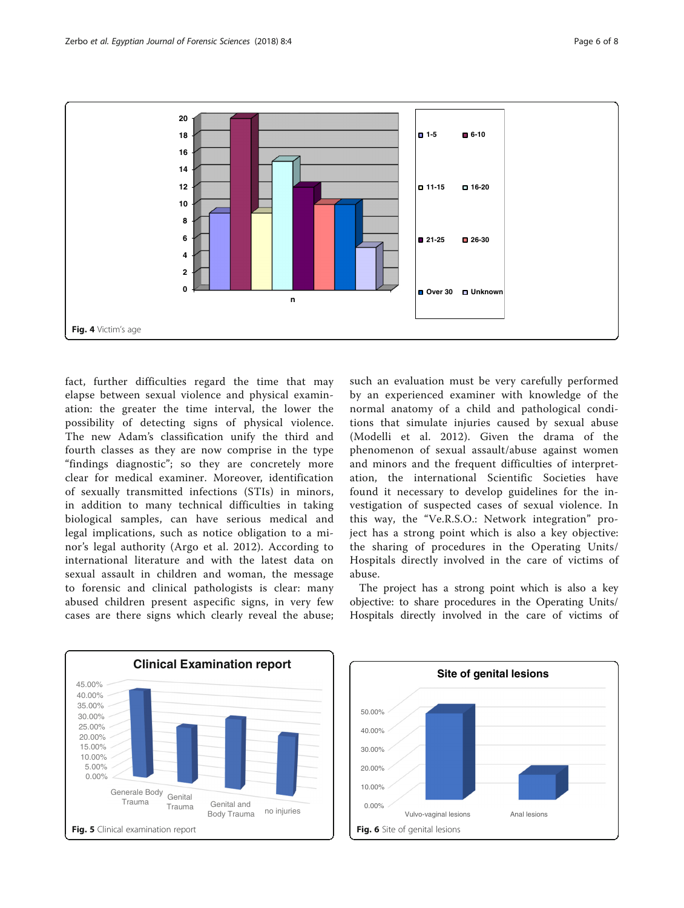Fig. 4 Victim's age

fact, further difficulties regard the time that may elapse between sexual violence and physical examination: the greater the time interval, the lower the possibility of detecting signs of physical violence. The new Adam's classification unify the third and fourth classes as they are now comprise in the type "findings diagnostic"; so they are concretely more clear for medical examiner. Moreover, identification of sexually transmitted infections (STIs) in minors, in addition to many technical difficulties in taking biological samples, can have serious medical and legal implications, such as notice obligation to a minor's legal authority (Argo et al. 2012). According to international literature and with the latest data on sexual assault in children and woman, the message to forensic and clinical pathologists is clear: many abused children present aspecific signs, in very few cases are there signs which clearly reveal the abuse; such an evaluation must be very carefully performed by an experienced examiner with knowledge of the normal anatomy of a child and pathological conditions that simulate injuries caused by sexual abuse (Modelli et al. 2012). Given the drama of the phenomenon of sexual assault/abuse against women and minors and the frequent difficulties of interpretation, the international Scientific Societies have found it necessary to develop guidelines for the investigation of suspected cases of sexual violence. In this way, the "Ve.R.S.O.: Network integration" project has a strong point which is also a key objective: the sharing of procedures in the Operating Units/ Hospitals directly involved in the care of victims of abuse.

The project has a strong point which is also a key objective: to share procedures in the Operating Units/ Hospitals directly involved in the care of victims of

Fig. 5 Clinical examination report

Fig. 6 Site of genital lesions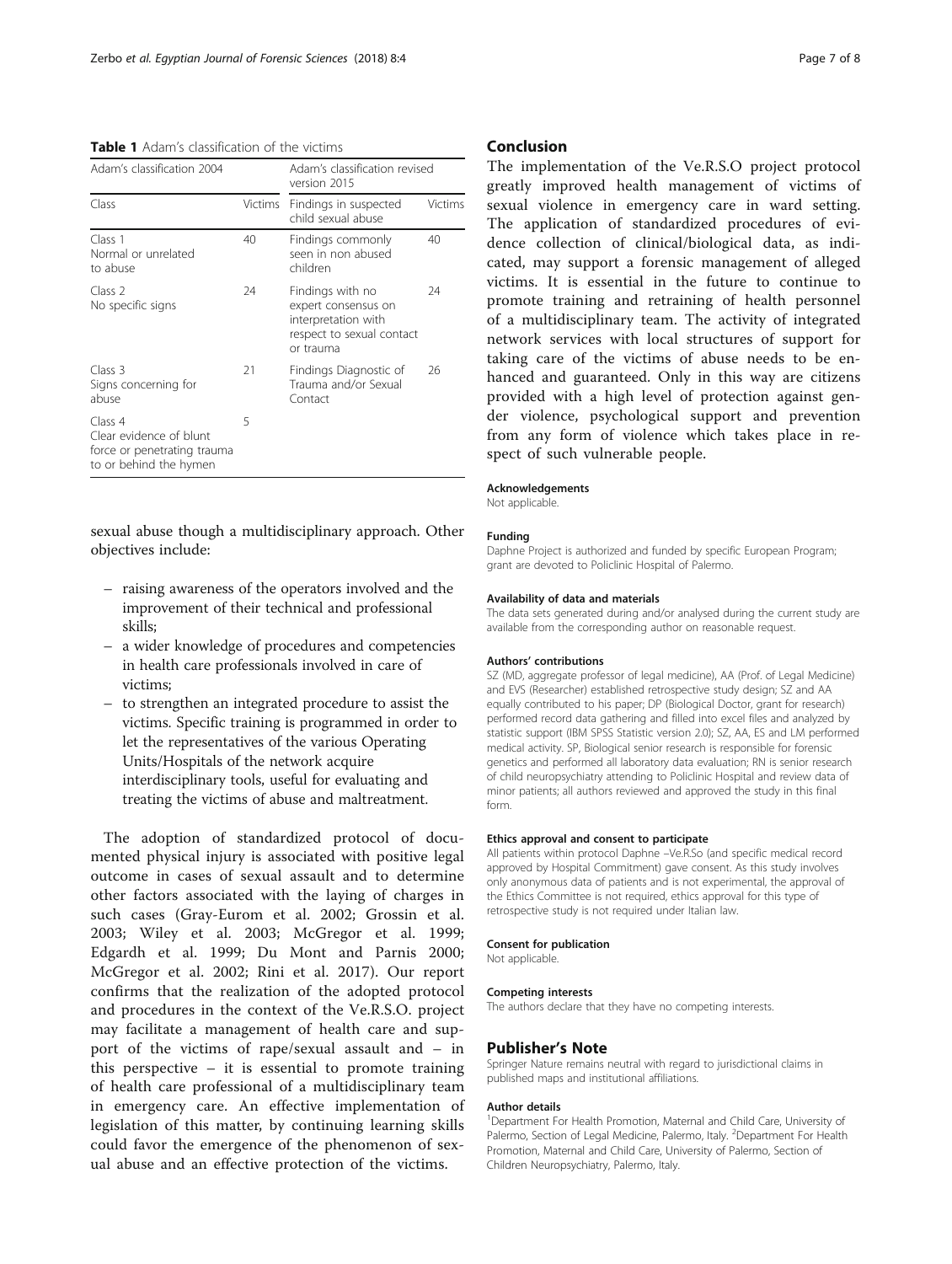**Table 1** Adam's classification of the victims

| Adam's classification 2004 | | Adam's classification revised version 2015 | |
|---|---|---|---|
| Class | Victims | Findings in suspected child sexual abuse | Victims |
| Class 1 Normal or unrelated to abuse | 40 | Findings commonly seen in non abused children | 40 |
| Class 2 No specific signs | 24 | Findings with no expert consensus on interpretation with respect to sexual contact or trauma | 24 |
| Class 3 Signs concerning for abuse | 21 | Findings Diagnostic of Trauma and/or Sexual Contact | 26 |
| Class 4 Clear evidence of blunt force or penetrating trauma to or behind the hymen | 5 | | |

sexual abuse though a multidisciplinary approach. Other objectives include:

- raising awareness of the operators involved and the improvement of their technical and professional skills;
- a wider knowledge of procedures and competencies in health care professionals involved in care of victims;
- to strengthen an integrated procedure to assist the victims. Specific training is programmed in order to let the representatives of the various Operating Units/Hospitals of the network acquire interdisciplinary tools, useful for evaluating and treating the victims of abuse and maltreatment.

The adoption of standardized protocol of documented physical injury is associated with positive legal outcome in cases of sexual assault and to determine other factors associated with the laying of charges in such cases (Gray-Eurom et al. 2002; Grossin et al. 2003; Wiley et al. 2003; McGregor et al. 1999; Edgardh et al. 1999; Du Mont and Parnis 2000; McGregor et al. 2002; Rini et al. 2017). Our report confirms that the realization of the adopted protocol and procedures in the context of the Ve.R.S.O. project may facilitate a management of health care and support of the victims of rape/sexual assault and – in this perspective – it is essential to promote training of health care professional of a multidisciplinary team in emergency care. An effective implementation of legislation of this matter, by continuing learning skills could favor the emergence of the phenomenon of sexual abuse and an effective protection of the victims.

## Conclusion

The implementation of the Ve.R.S.O project protocol greatly improved health management of victims of sexual violence in emergency care in ward setting. The application of standardized procedures of evidence collection of clinical/biological data, as indicated, may support a forensic management of alleged victims. It is essential in the future to continue to promote training and retraining of health personnel of a multidisciplinary team. The activity of integrated network services with local structures of support for taking care of the victims of abuse needs to be enhanced and guaranteed. Only in this way are citizens provided with a high level of protection against gender violence, psychological support and prevention from any form of violence which takes place in respect of such vulnerable people.

#### Acknowledgements

Not applicable.

#### Funding

Daphne Project is authorized and funded by specific European Program; grant are devoted to Policlinic Hospital of Palermo.

#### Availability of data and materials

The data sets generated during and/or analysed during the current study are available from the corresponding author on reasonable request.

#### Authors' contributions

SZ (MD, aggregate professor of legal medicine), AA (Prof. of Legal Medicine) and EVS (Researcher) established retrospective study design; SZ and AA equally contributed to his paper; DP (Biological Doctor, grant for research) performed record data gathering and filled into excel files and analyzed by statistic support (IBM SPSS Statistic version 2.0); SZ, AA, ES and LM performed medical activity. SP, Biological senior research is responsible for forensic genetics and performed all laboratory data evaluation; RN is senior research of child neuropsychiatry attending to Policlinic Hospital and review data of minor patients; all authors reviewed and approved the study in this final form.

#### Ethics approval and consent to participate

All patients within protocol Daphne –Ve.R.So (and specific medical record approved by Hospital Commitment) gave consent. As this study involves only anonymous data of patients and is not experimental, the approval of the Ethics Committee is not required, ethics approval for this type of retrospective study is not required under Italian law.

#### Consent for publication

Not applicable.

#### Competing interests

The authors declare that they have no competing interests.

## Publisher's Note

Springer Nature remains neutral with regard to jurisdictional claims in published maps and institutional affiliations.

#### Author details

[1]Department For Health Promotion, Maternal and Child Care, University of Palermo, Section of Legal Medicine, Palermo, Italy. [2]Department For Health Promotion, Maternal and Child Care, University of Palermo, Section of Children Neuropsychiatry, Palermo, Italy.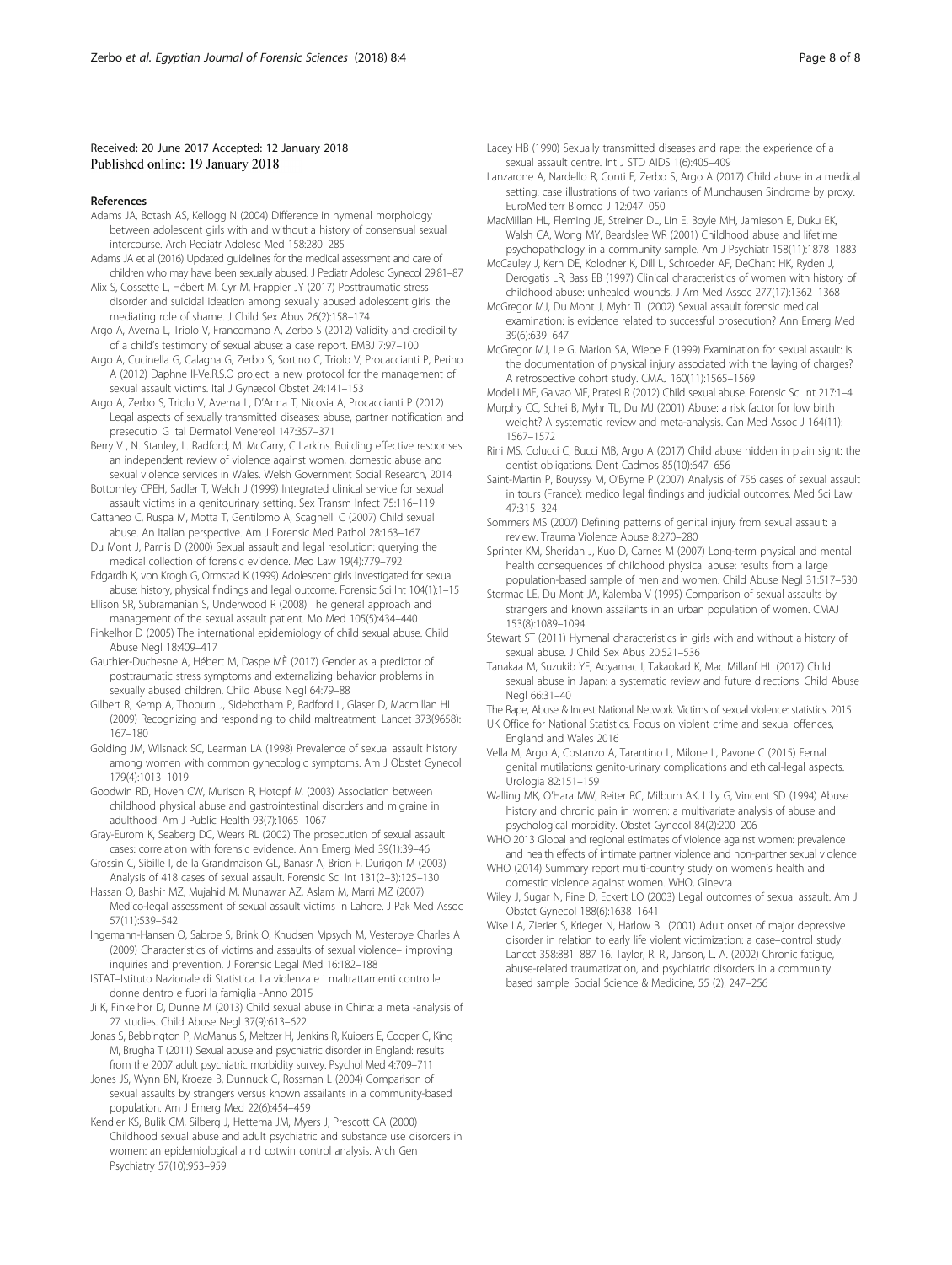Received: 20 June 2017 Accepted: 12 January 2018
Published online: 19 January 2018

## References

Adams JA, Botash AS, Kellogg N (2004) Difference in hymenal morphology between adolescent girls with and without a history of consensual sexual intercourse. Arch Pediatr Adolesc Med 158:280–285

Adams JA et al (2016) Updated guidelines for the medical assessment and care of children who may have been sexually abused. J Pediatr Adolesc Gynecol 29:81–87

Alix S, Cossette L, Hébert M, Cyr M, Frappier JY (2017) Posttraumatic stress disorder and suicidal ideation among sexually abused adolescent girls: the mediating role of shame. J Child Sex Abus 26(2):158–174

Argo A, Averna L, Triolo V, Francomano A, Zerbo S (2012) Validity and credibility of a child's testimony of sexual abuse: a case report. EMBJ 7:97–100

Argo A, Cucinella G, Calagna G, Zerbo S, Sortino C, Triolo V, Procaccianti P, Perino A (2012) Daphne II-Ve.R.S.O project: a new protocol for the management of sexual assault victims. Ital J Gynæcol Obstet 24:141–153

Argo A, Zerbo S, Triolo V, Averna L, D'Anna T, Nicosia A, Procaccianti P (2012) Legal aspects of sexually transmitted diseases: abuse, partner notification and presecutio. G Ital Dermatol Venereol 147:357–371

Berry V , N. Stanley, L. Radford, M. McCarry, C Larkins. Building effective responses: an independent review of violence against women, domestic abuse and sexual violence services in Wales. Welsh Government Social Research, 2014

Bottomley CPEH, Sadler T, Welch J (1999) Integrated clinical service for sexual assault victims in a genitourinary setting. Sex Transm Infect 75:116–119

Cattaneo C, Ruspa M, Motta T, Gentilomo A, Scagnelli C (2007) Child sexual abuse. An Italian perspective. Am J Forensic Med Pathol 28:163–167

Du Mont J, Parnis D (2000) Sexual assault and legal resolution: querying the medical collection of forensic evidence. Med Law 19(4):779–792

Edgardh K, von Krogh G, Ormstad K (1999) Adolescent girls investigated for sexual abuse: history, physical findings and legal outcome. Forensic Sci Int 104(1):1–15

Ellison SR, Subramanian S, Underwood R (2008) The general approach and management of the sexual assault patient. Mo Med 105(5):434–440

Finkelhor D (2005) The international epidemiology of child sexual abuse. Child Abuse Negl 18:409–417

Gauthier-Duchesne A, Hébert M, Daspe MÈ (2017) Gender as a predictor of posttraumatic stress symptoms and externalizing behavior problems in sexually abused children. Child Abuse Negl 64:79–88

Gilbert R, Kemp A, Thoburn J, Sidebotham P, Radford L, Glaser D, Macmillan HL (2009) Recognizing and responding to child maltreatment. Lancet 373(9658): 167–180

Golding JM, Wilsnack SC, Learman LA (1998) Prevalence of sexual assault history among women with common gynecologic symptoms. Am J Obstet Gynecol 179(4):1013–1019

Goodwin RD, Hoven CW, Murison R, Hotopf M (2003) Association between childhood physical abuse and gastrointestinal disorders and migraine in adulthood. Am J Public Health 93(7):1065–1067

Gray-Eurom K, Seaberg DC, Wears RL (2002) The prosecution of sexual assault cases: correlation with forensic evidence. Ann Emerg Med 39(1):39–46

Grossin C, Sibille I, de la Grandmaison GL, Banasr A, Brion F, Durigon M (2003) Analysis of 418 cases of sexual assault. Forensic Sci Int 131(2–3):125–130

Hassan Q, Bashir MZ, Mujahid M, Munawar AZ, Aslam M, Marri MZ (2007) Medico-legal assessment of sexual assault victims in Lahore. J Pak Med Assoc 57(11):539–542

Ingemann-Hansen O, Sabroe S, Brink O, Knudsen Mpsych M, Vesterbye Charles A (2009) Characteristics of victims and assaults of sexual violence– improving inquiries and prevention. J Forensic Legal Med 16:182–188

ISTAT–Istituto Nazionale di Statistica. La violenza e i maltrattamenti contro le donne dentro e fuori la famiglia -Anno 2015

Ji K, Finkelhor D, Dunne M (2013) Child sexual abuse in China: a meta -analysis of 27 studies. Child Abuse Negl 37(9):613–622

Jonas S, Bebbington P, McManus S, Meltzer H, Jenkins R, Kuipers E, Cooper C, King M, Brugha T (2011) Sexual abuse and psychiatric disorder in England: results from the 2007 adult psychiatric morbidity survey. Psychol Med 4:709–711

Jones JS, Wynn BN, Kroeze B, Dunnuck C, Rossman L (2004) Comparison of sexual assaults by strangers versus known assailants in a community-based population. Am J Emerg Med 22(6):454–459

Kendler KS, Bulik CM, Silberg J, Hettema JM, Myers J, Prescott CA (2000) Childhood sexual abuse and adult psychiatric and substance use disorders in women: an epidemiological a nd cotwin control analysis. Arch Gen Psychiatry 57(10):953–959

Lacey HB (1990) Sexually transmitted diseases and rape: the experience of a sexual assault centre. Int J STD AIDS 1(6):405–409

Lanzarone A, Nardello R, Conti E, Zerbo S, Argo A (2017) Child abuse in a medical setting: case illustrations of two variants of Munchausen Sindrome by proxy. EuroMediterr Biomed J 12:047–050

MacMillan HL, Fleming JE, Streiner DL, Lin E, Boyle MH, Jamieson E, Duku EK, Walsh CA, Wong MY, Beardslee WR (2001) Childhood abuse and lifetime psychopathology in a community sample. Am J Psychiatr 158(11):1878–1883

McCauley J, Kern DE, Kolodner K, Dill L, Schroeder AF, DeChant HK, Ryden J, Derogatis LR, Bass EB (1997) Clinical characteristics of women with history of childhood abuse: unhealed wounds. J Am Med Assoc 277(17):1362–1368

McGregor MJ, Du Mont J, Myhr TL (2002) Sexual assault forensic medical examination: is evidence related to successful prosecution? Ann Emerg Med 39(6):639–647

McGregor MJ, Le G, Marion SA, Wiebe E (1999) Examination for sexual assault: is the documentation of physical injury associated with the laying of charges? A retrospective cohort study. CMAJ 160(11):1565–1569

Modelli ME, Galvao MF, Pratesi R (2012) Child sexual abuse. Forensic Sci Int 217:1–4

Murphy CC, Schei B, Myhr TL, Du MJ (2001) Abuse: a risk factor for low birth weight? A systematic review and meta-analysis. Can Med Assoc J 164(11): 1567–1572

Rini MS, Colucci C, Bucci MB, Argo A (2017) Child abuse hidden in plain sight: the dentist obligations. Dent Cadmos 85(10):647–656

Saint-Martin P, Bouyssy M, O'Byrne P (2007) Analysis of 756 cases of sexual assault in tours (France): medico legal findings and judicial outcomes. Med Sci Law 47:315–324

Sommers MS (2007) Defining patterns of genital injury from sexual assault: a review. Trauma Violence Abuse 8:270–280

Sprinter KM, Sheridan J, Kuo D, Carnes M (2007) Long-term physical and mental health consequences of childhood physical abuse: results from a large population-based sample of men and women. Child Abuse Negl 31:517–530

Stermac LE, Du Mont JA, Kalemba V (1995) Comparison of sexual assaults by strangers and known assailants in an urban population of women. CMAJ 153(8):1089–1094

Stewart ST (2011) Hymenal characteristics in girls with and without a history of sexual abuse. J Child Sex Abus 20:521–536

Tanakaa M, Suzukib YE, Aoyamac I, Takaokad K, Mac Millanf HL (2017) Child sexual abuse in Japan: a systematic review and future directions. Child Abuse Negl 66:31–40

The Rape, Abuse & Incest National Network. Victims of sexual violence: statistics. 2015

UK Office for National Statistics. Focus on violent crime and sexual offences, England and Wales 2016

Vella M, Argo A, Costanzo A, Tarantino L, Milone L, Pavone C (2015) Femal genital mutilations: genito-urinary complications and ethical-legal aspects. Urologia 82:151–159

Walling MK, O'Hara MW, Reiter RC, Milburn AK, Lilly G, Vincent SD (1994) Abuse history and chronic pain in women: a multivariate analysis of abuse and psychological morbidity. Obstet Gynecol 84(2):200–206

WHO 2013 Global and regional estimates of violence against women: prevalence and health effects of intimate partner violence and non-partner sexual violence

WHO (2014) Summary report multi-country study on women's health and domestic violence against women. WHO, Ginevra

Wiley J, Sugar N, Fine D, Eckert LO (2003) Legal outcomes of sexual assault. Am J Obstet Gynecol 188(6):1638–1641

Wise LA, Zierier S, Krieger N, Harlow BL (2001) Adult onset of major depressive disorder in relation to early life violent victimization: a case–control study. Lancet 358:881–887 16. Taylor, R. R., Janson, L. A. (2002) Chronic fatigue, abuse-related traumatization, and psychiatric disorders in a community based sample. Social Science & Medicine, 55 (2), 247–256